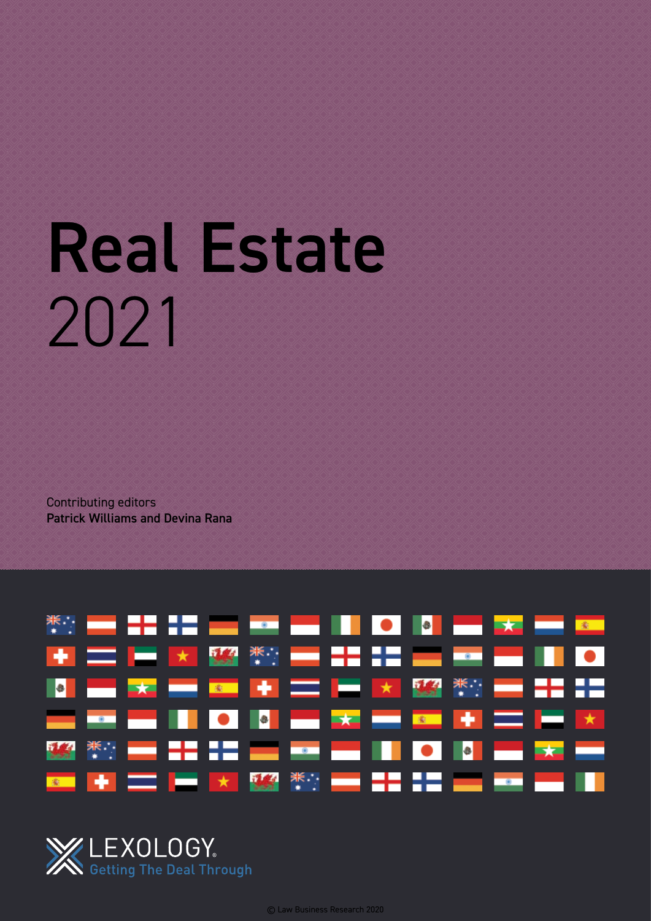# Real Estate

2021

Contributing editors

**Patrick Williams and Devina Rana**

LEXOLOGY

Getting The Deal Through

© Law Business Research 2020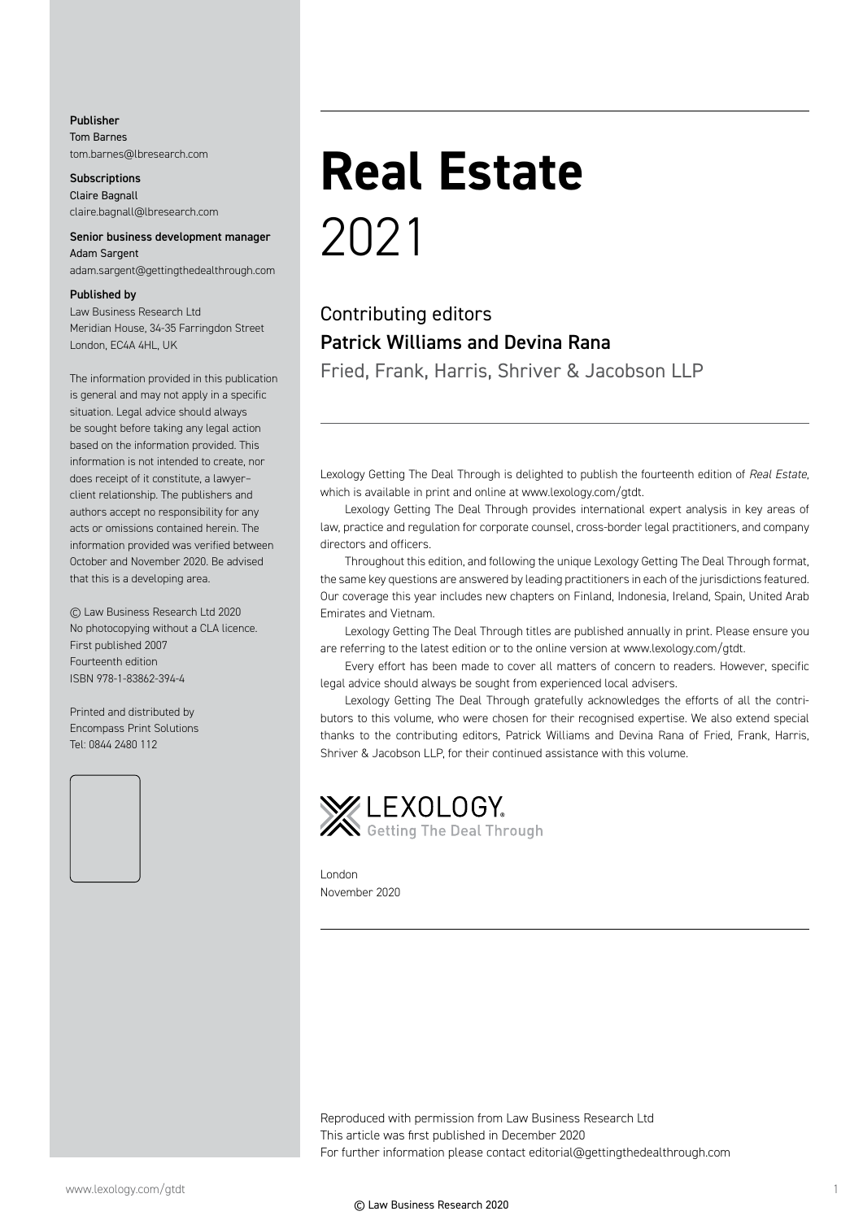**Publisher**
Tom Barnes
tom.barnes@lbresearch.com

**Subscriptions**
Claire Bagnall
claire.bagnall@lbresearch.com

**Senior business development manager**
Adam Sargent
adam.sargent@gettingthedealthrough.com

**Published by**
Law Business Research Ltd
Meridian House, 34-35 Farringdon Street
London, EC4A 4HL, UK

The information provided in this publication is general and may not apply in a specific situation. Legal advice should always be sought before taking any legal action based on the information provided. This information is not intended to create, nor does receipt of it constitute, a lawyer–client relationship. The publishers and authors accept no responsibility for any acts or omissions contained herein. The information provided was verified between October and November 2020. Be advised that this is a developing area.

© Law Business Research Ltd 2020
No photocopying without a CLA licence.
First published 2007
Fourteenth edition
ISBN 978-1-83862-394-4

Printed and distributed by
Encompass Print Solutions
Tel: 0844 2480 112

# Real Estate
2021

## Contributing editors
### Patrick Williams and Devina Rana
Fried, Frank, Harris, Shriver & Jacobson LLP

Lexology Getting The Deal Through is delighted to publish the fourteenth edition of *Real Estate*, which is available in print and online at www.lexology.com/gtdt.

Lexology Getting The Deal Through provides international expert analysis in key areas of law, practice and regulation for corporate counsel, cross-border legal practitioners, and company directors and officers.

Throughout this edition, and following the unique Lexology Getting The Deal Through format, the same key questions are answered by leading practitioners in each of the jurisdictions featured. Our coverage this year includes new chapters on Finland, Indonesia, Ireland, Spain, United Arab Emirates and Vietnam.

Lexology Getting The Deal Through titles are published annually in print. Please ensure you are referring to the latest edition or to the online version at www.lexology.com/gtdt.

Every effort has been made to cover all matters of concern to readers. However, specific legal advice should always be sought from experienced local advisers.

Lexology Getting The Deal Through gratefully acknowledges the efforts of all the contributors to this volume, who were chosen for their recognised expertise. We also extend special thanks to the contributing editors, Patrick Williams and Devina Rana of Fried, Frank, Harris, Shriver & Jacobson LLP, for their continued assistance with this volume.

LEXOLOGY
Getting The Deal Through

London
November 2020

Reproduced with permission from Law Business Research Ltd
This article was first published in December 2020
For further information please contact editorial@gettingthedealthrough.com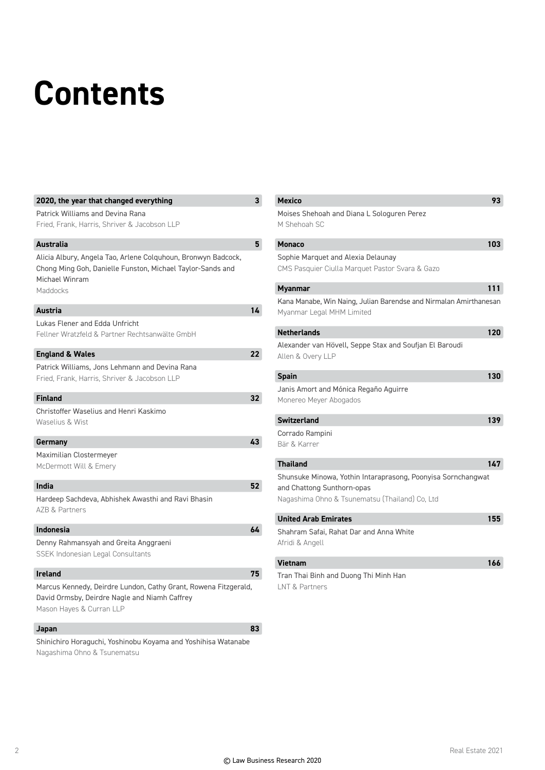# Contents

**2020, the year that changed everything** 3
Patrick Williams and Devina Rana
Fried, Frank, Harris, Shriver & Jacobson LLP

**Australia** 5
Alicia Albury, Angela Tao, Arlene Colquhoun, Bronwyn Badcock, Chong Ming Goh, Danielle Funston, Michael Taylor-Sands and Michael Winram
Maddocks

**Austria** 14
Lukas Flener and Edda Unfricht
Fellner Wratzfeld & Partner Rechtsanwälte GmbH

**England & Wales** 22
Patrick Williams, Jons Lehmann and Devina Rana
Fried, Frank, Harris, Shriver & Jacobson LLP

**Finland** 32
Christoffer Waselius and Henri Kaskimo
Waselius & Wist

**Germany** 43
Maximilian Clostermeyer
McDermott Will & Emery

**India** 52
Hardeep Sachdeva, Abhishek Awasthi and Ravi Bhasin
AZB & Partners

**Indonesia** 64
Denny Rahmansyah and Greita Anggraeni
SSEK Indonesian Legal Consultants

**Ireland** 75
Marcus Kennedy, Deirdre Lundon, Cathy Grant, Rowena Fitzgerald, David Ormsby, Deirdre Nagle and Niamh Caffrey
Mason Hayes & Curran LLP

**Japan** 83
Shinichiro Horaguchi, Yoshinobu Koyama and Yoshihisa Watanabe
Nagashima Ohno & Tsunematsu

**Mexico** 93
Moises Shehoah and Diana L Sologuren Perez
M Shehoah SC

**Monaco** 103
Sophie Marquet and Alexia Delaunay
CMS Pasquier Ciulla Marquet Pastor Svara & Gazo

**Myanmar** 111
Kana Manabe, Win Naing, Julian Barendse and Nirmalan Amirthanesan
Myanmar Legal MHM Limited

**Netherlands** 120
Alexander van Hövell, Seppe Stax and Soufjan El Baroudi
Allen & Overy LLP

**Spain** 130
Janis Amort and Mónica Regaño Aguirre
Monereo Meyer Abogados

**Switzerland** 139
Corrado Rampini
Bär & Karrer

**Thailand** 147
Shunsuke Minowa, Yothin Intaraprasong, Poonyisa Sornchangwat and Chattong Sunthorn-opas
Nagashima Ohno & Tsunematsu (Thailand) Co, Ltd

**United Arab Emirates** 155
Shahram Safai, Rahat Dar and Anna White
Afridi & Angell

**Vietnam** 166
Tran Thai Binh and Duong Thi Minh Han
LNT & Partners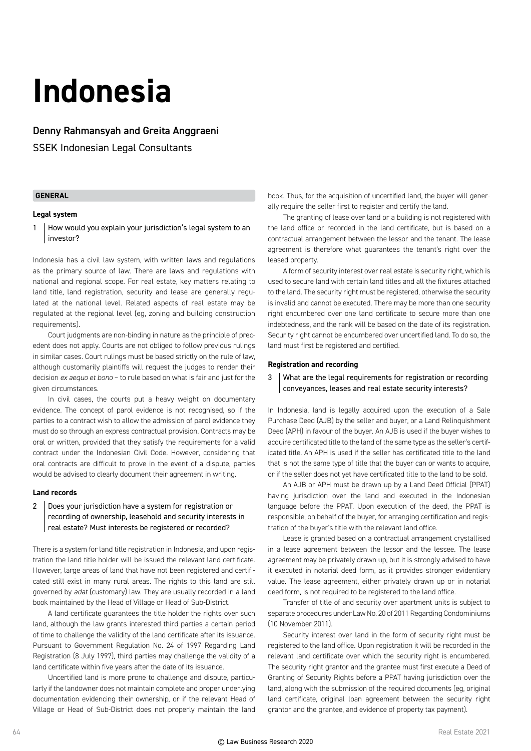# Indonesia

## Denny Rahmansyah and Greita Anggraeni

SSEK Indonesian Legal Consultants

### GENERAL

**Legal system**

**1 How would you explain your jurisdiction's legal system to an investor?**

Indonesia has a civil law system, with written laws and regulations as the primary source of law. There are laws and regulations with national and regional scope. For real estate, key matters relating to land title, land registration, security and lease are generally regulated at the national level. Related aspects of real estate may be regulated at the regional level (eg, zoning and building construction requirements).

Court judgments are non-binding in nature as the principle of precedent does not apply. Courts are not obliged to follow previous rulings in similar cases. Court rulings must be based strictly on the rule of law, although customarily plaintiffs will request the judges to render their decision *ex aequo et bono* – to rule based on what is fair and just for the given circumstances.

In civil cases, the courts put a heavy weight on documentary evidence. The concept of parol evidence is not recognised, so if the parties to a contract wish to allow the admission of parol evidence they must do so through an express contractual provision. Contracts may be oral or written, provided that they satisfy the requirements for a valid contract under the Indonesian Civil Code. However, considering that oral contracts are difficult to prove in the event of a dispute, parties would be advised to clearly document their agreement in writing.

**Land records**

**2 Does your jurisdiction have a system for registration or recording of ownership, leasehold and security interests in real estate? Must interests be registered or recorded?**

There is a system for land title registration in Indonesia, and upon registration the land title holder will be issued the relevant land certificate. However, large areas of land that have not been registered and certificated still exist in many rural areas. The rights to this land are still governed by *adat* (customary) law. They are usually recorded in a land book maintained by the Head of Village or Head of Sub-District.

A land certificate guarantees the title holder the rights over such land, although the law grants interested third parties a certain period of time to challenge the validity of the land certificate after its issuance. Pursuant to Government Regulation No. 24 of 1997 Regarding Land Registration (8 July 1997), third parties may challenge the validity of a land certificate within five years after the date of its issuance.

Uncertified land is more prone to challenge and dispute, particularly if the landowner does not maintain complete and proper underlying documentation evidencing their ownership, or if the relevant Head of Village or Head of Sub-District does not properly maintain the land book. Thus, for the acquisition of uncertified land, the buyer will generally require the seller first to register and certify the land.

The granting of lease over land or a building is not registered with the land office or recorded in the land certificate, but is based on a contractual arrangement between the lessor and the tenant. The lease agreement is therefore what guarantees the tenant's right over the leased property.

A form of security interest over real estate is security right, which is used to secure land with certain land titles and all the fixtures attached to the land. The security right must be registered, otherwise the security is invalid and cannot be executed. There may be more than one security right encumbered over one land certificate to secure more than one indebtedness, and the rank will be based on the date of its registration. Security right cannot be encumbered over uncertified land. To do so, the land must first be registered and certified.

**Registration and recording**

**3 What are the legal requirements for registration or recording conveyances, leases and real estate security interests?**

In Indonesia, land is legally acquired upon the execution of a Sale Purchase Deed (AJB) by the seller and buyer, or a Land Relinquishment Deed (APH) in favour of the buyer. An AJB is used if the buyer wishes to acquire certificated title to the land of the same type as the seller's certificated title. An APH is used if the seller has certificated title to the land that is not the same type of title that the buyer can or wants to acquire, or if the seller does not yet have certificated title to the land to be sold.

An AJB or APH must be drawn up by a Land Deed Official (PPAT) having jurisdiction over the land and executed in the Indonesian language before the PPAT. Upon execution of the deed, the PPAT is responsible, on behalf of the buyer, for arranging certification and registration of the buyer's title with the relevant land office.

Lease is granted based on a contractual arrangement crystallised in a lease agreement between the lessor and the lessee. The lease agreement may be privately drawn up, but it is strongly advised to have it executed in notarial deed form, as it provides stronger evidentiary value. The lease agreement, either privately drawn up or in notarial deed form, is not required to be registered to the land office.

Transfer of title of and security over apartment units is subject to separate procedures under Law No. 20 of 2011 Regarding Condominiums (10 November 2011).

Security interest over land in the form of security right must be registered to the land office. Upon registration it will be recorded in the relevant land certificate over which the security right is encumbered. The security right grantor and the grantee must first execute a Deed of Granting of Security Rights before a PPAT having jurisdiction over the land, along with the submission of the required documents (eg, original land certificate, original loan agreement between the security right grantor and the grantee, and evidence of property tax payment).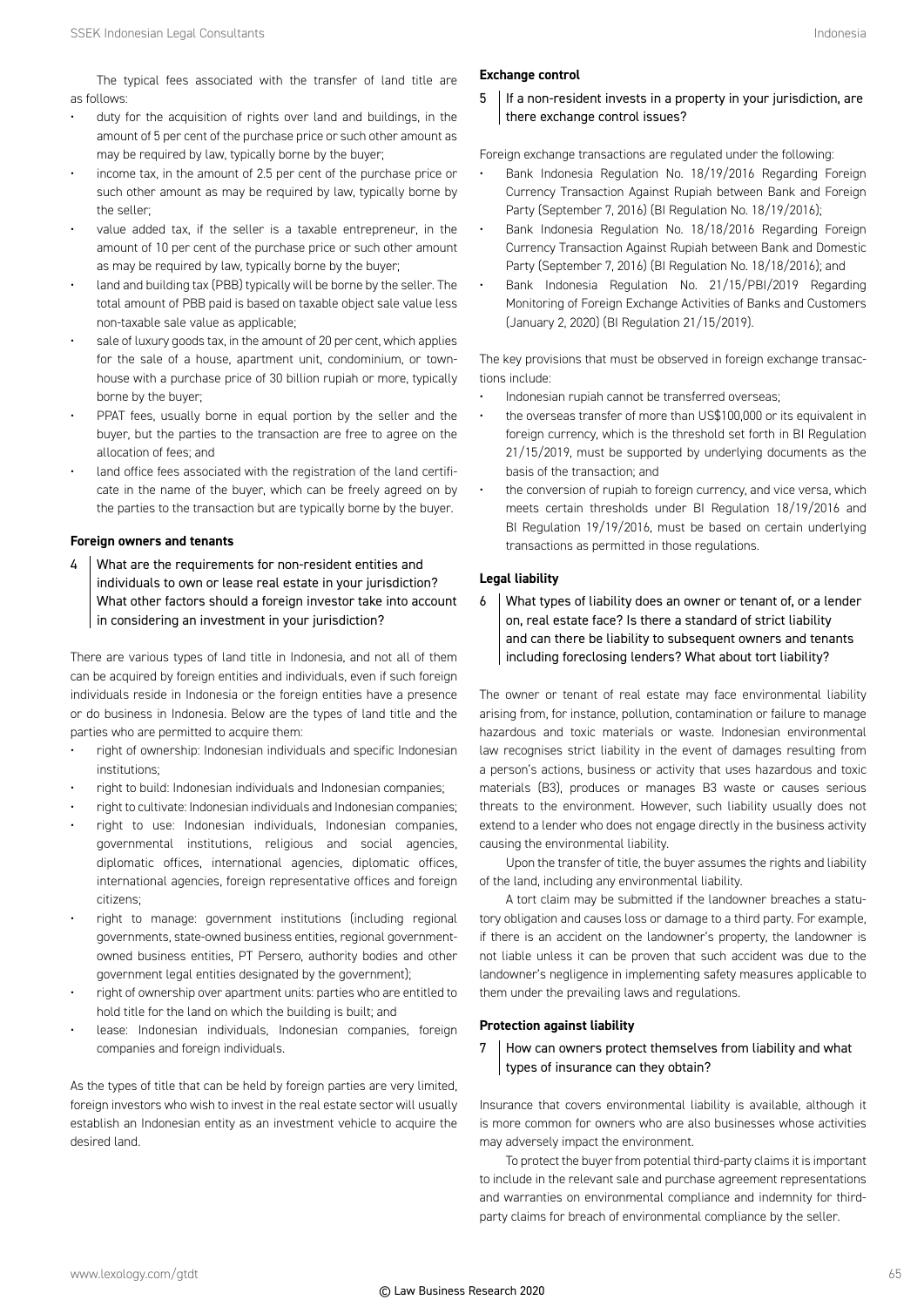The typical fees associated with the transfer of land title are as follows:

- duty for the acquisition of rights over land and buildings, in the amount of 5 per cent of the purchase price or such other amount as may be required by law, typically borne by the buyer;
- income tax, in the amount of 2.5 per cent of the purchase price or such other amount as may be required by law, typically borne by the seller;
- value added tax, if the seller is a taxable entrepreneur, in the amount of 10 per cent of the purchase price or such other amount as may be required by law, typically borne by the buyer;
- land and building tax (PBB) typically will be borne by the seller. The total amount of PBB paid is based on taxable object sale value less non-taxable sale value as applicable;
- sale of luxury goods tax, in the amount of 20 per cent, which applies for the sale of a house, apartment unit, condominium, or townhouse with a purchase price of 30 billion rupiah or more, typically borne by the buyer;
- PPAT fees, usually borne in equal portion by the seller and the buyer, but the parties to the transaction are free to agree on the allocation of fees; and
- land office fees associated with the registration of the land certificate in the name of the buyer, which can be freely agreed on by the parties to the transaction but are typically borne by the buyer.

### Foreign owners and tenants

**4 What are the requirements for non-resident entities and individuals to own or lease real estate in your jurisdiction? What other factors should a foreign investor take into account in considering an investment in your jurisdiction?**

There are various types of land title in Indonesia, and not all of them can be acquired by foreign entities and individuals, even if such foreign individuals reside in Indonesia or the foreign entities have a presence or do business in Indonesia. Below are the types of land title and the parties who are permitted to acquire them:

- right of ownership: Indonesian individuals and specific Indonesian institutions;
- right to build: Indonesian individuals and Indonesian companies;
- right to cultivate: Indonesian individuals and Indonesian companies;
- right to use: Indonesian individuals, Indonesian companies, governmental institutions, religious and social agencies, diplomatic offices, international agencies, diplomatic offices, international agencies, foreign representative offices and foreign citizens;
- right to manage: government institutions (including regional governments, state-owned business entities, regional government-owned business entities, PT Persero, authority bodies and other government legal entities designated by the government);
- right of ownership over apartment units: parties who are entitled to hold title for the land on which the building is built; and
- lease: Indonesian individuals, Indonesian companies, foreign companies and foreign individuals.

As the types of title that can be held by foreign parties are very limited, foreign investors who wish to invest in the real estate sector will usually establish an Indonesian entity as an investment vehicle to acquire the desired land.

### Exchange control

**5 If a non-resident invests in a property in your jurisdiction, are there exchange control issues?**

Foreign exchange transactions are regulated under the following:

- Bank Indonesia Regulation No. 18/19/2016 Regarding Foreign Currency Transaction Against Rupiah between Bank and Foreign Party (September 7, 2016) (BI Regulation No. 18/19/2016);
- Bank Indonesia Regulation No. 18/18/2016 Regarding Foreign Currency Transaction Against Rupiah between Bank and Domestic Party (September 7, 2016) (BI Regulation No. 18/18/2016); and
- Bank Indonesia Regulation No. 21/15/PBI/2019 Regarding Monitoring of Foreign Exchange Activities of Banks and Customers (January 2, 2020) (BI Regulation 21/15/2019).

The key provisions that must be observed in foreign exchange transactions include:

- Indonesian rupiah cannot be transferred overseas;
- the overseas transfer of more than US$100,000 or its equivalent in foreign currency, which is the threshold set forth in BI Regulation 21/15/2019, must be supported by underlying documents as the basis of the transaction; and
- the conversion of rupiah to foreign currency, and vice versa, which meets certain thresholds under BI Regulation 18/19/2016 and BI Regulation 19/19/2016, must be based on certain underlying transactions as permitted in those regulations.

### Legal liability

**6 What types of liability does an owner or tenant of, or a lender on, real estate face? Is there a standard of strict liability and can there be liability to subsequent owners and tenants including foreclosing lenders? What about tort liability?**

The owner or tenant of real estate may face environmental liability arising from, for instance, pollution, contamination or failure to manage hazardous and toxic materials or waste. Indonesian environmental law recognises strict liability in the event of damages resulting from a person's actions, business or activity that uses hazardous and toxic materials (B3), produces or manages B3 waste or causes serious threats to the environment. However, such liability usually does not extend to a lender who does not engage directly in the business activity causing the environmental liability.

Upon the transfer of title, the buyer assumes the rights and liability of the land, including any environmental liability.

A tort claim may be submitted if the landowner breaches a statutory obligation and causes loss or damage to a third party. For example, if there is an accident on the landowner's property, the landowner is not liable unless it can be proven that such accident was due to the landowner's negligence in implementing safety measures applicable to them under the prevailing laws and regulations.

### Protection against liability

**7 How can owners protect themselves from liability and what types of insurance can they obtain?**

Insurance that covers environmental liability is available, although it is more common for owners who are also businesses whose activities may adversely impact the environment.

To protect the buyer from potential third-party claims it is important to include in the relevant sale and purchase agreement representations and warranties on environmental compliance and indemnity for third-party claims for breach of environmental compliance by the seller.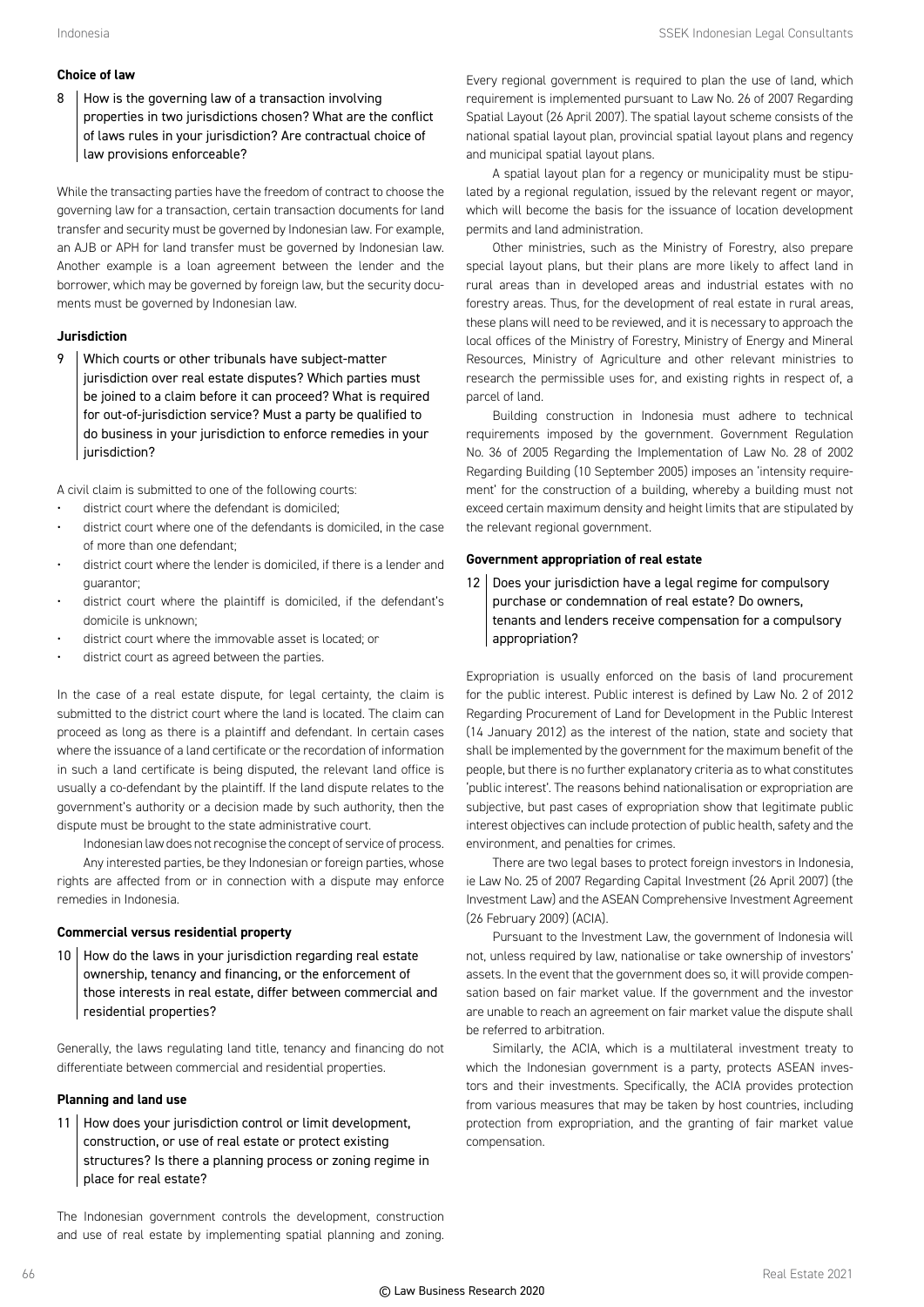### Choice of law

**8 How is the governing law of a transaction involving properties in two jurisdictions chosen? What are the conflict of laws rules in your jurisdiction? Are contractual choice of law provisions enforceable?**

While the transacting parties have the freedom of contract to choose the governing law for a transaction, certain transaction documents for land transfer and security must be governed by Indonesian law. For example, an AJB or APH for land transfer must be governed by Indonesian law. Another example is a loan agreement between the lender and the borrower, which may be governed by foreign law, but the security documents must be governed by Indonesian law.

### Jurisdiction

**9 Which courts or other tribunals have subject-matter jurisdiction over real estate disputes? Which parties must be joined to a claim before it can proceed? What is required for out-of-jurisdiction service? Must a party be qualified to do business in your jurisdiction to enforce remedies in your jurisdiction?**

A civil claim is submitted to one of the following courts:

- district court where the defendant is domiciled;
- district court where one of the defendants is domiciled, in the case of more than one defendant;
- district court where the lender is domiciled, if there is a lender and guarantor;
- district court where the plaintiff is domiciled, if the defendant's domicile is unknown;
- district court where the immovable asset is located; or
- district court as agreed between the parties.

In the case of a real estate dispute, for legal certainty, the claim is submitted to the district court where the land is located. The claim can proceed as long as there is a plaintiff and defendant. In certain cases where the issuance of a land certificate or the recordation of information in such a land certificate is being disputed, the relevant land office is usually a co-defendant by the plaintiff. If the land dispute relates to the government's authority or a decision made by such authority, then the dispute must be brought to the state administrative court.

Indonesian law does not recognise the concept of service of process.

Any interested parties, be they Indonesian or foreign parties, whose rights are affected from or in connection with a dispute may enforce remedies in Indonesia.

### Commercial versus residential property

**10 How do the laws in your jurisdiction regarding real estate ownership, tenancy and financing, or the enforcement of those interests in real estate, differ between commercial and residential properties?**

Generally, the laws regulating land title, tenancy and financing do not differentiate between commercial and residential properties.

### Planning and land use

**11 How does your jurisdiction control or limit development, construction, or use of real estate or protect existing structures? Is there a planning process or zoning regime in place for real estate?**

The Indonesian government controls the development, construction and use of real estate by implementing spatial planning and zoning. Every regional government is required to plan the use of land, which requirement is implemented pursuant to Law No. 26 of 2007 Regarding Spatial Layout (26 April 2007). The spatial layout scheme consists of the national spatial layout plan, provincial spatial layout plans and regency and municipal spatial layout plans.

A spatial layout plan for a regency or municipality must be stipulated by a regional regulation, issued by the relevant regent or mayor, which will become the basis for the issuance of location development permits and land administration.

Other ministries, such as the Ministry of Forestry, also prepare special layout plans, but their plans are more likely to affect land in rural areas than in developed areas and industrial estates with no forestry areas. Thus, for the development of real estate in rural areas, these plans will need to be reviewed, and it is necessary to approach the local offices of the Ministry of Forestry, Ministry of Energy and Mineral Resources, Ministry of Agriculture and other relevant ministries to research the permissible uses for, and existing rights in respect of, a parcel of land.

Building construction in Indonesia must adhere to technical requirements imposed by the government. Government Regulation No. 36 of 2005 Regarding the Implementation of Law No. 28 of 2002 Regarding Building (10 September 2005) imposes an 'intensity requirement' for the construction of a building, whereby a building must not exceed certain maximum density and height limits that are stipulated by the relevant regional government.

### Government appropriation of real estate

**12 Does your jurisdiction have a legal regime for compulsory purchase or condemnation of real estate? Do owners, tenants and lenders receive compensation for a compulsory appropriation?**

Expropriation is usually enforced on the basis of land procurement for the public interest. Public interest is defined by Law No. 2 of 2012 Regarding Procurement of Land for Development in the Public Interest (14 January 2012) as the interest of the nation, state and society that shall be implemented by the government for the maximum benefit of the people, but there is no further explanatory criteria as to what constitutes 'public interest'. The reasons behind nationalisation or expropriation are subjective, but past cases of expropriation show that legitimate public interest objectives can include protection of public health, safety and the environment, and penalties for crimes.

There are two legal bases to protect foreign investors in Indonesia, ie Law No. 25 of 2007 Regarding Capital Investment (26 April 2007) (the Investment Law) and the ASEAN Comprehensive Investment Agreement (26 February 2009) (ACIA).

Pursuant to the Investment Law, the government of Indonesia will not, unless required by law, nationalise or take ownership of investors' assets. In the event that the government does so, it will provide compensation based on fair market value. If the government and the investor are unable to reach an agreement on fair market value the dispute shall be referred to arbitration.

Similarly, the ACIA, which is a multilateral investment treaty to which the Indonesian government is a party, protects ASEAN investors and their investments. Specifically, the ACIA provides protection from various measures that may be taken by host countries, including protection from expropriation, and the granting of fair market value compensation.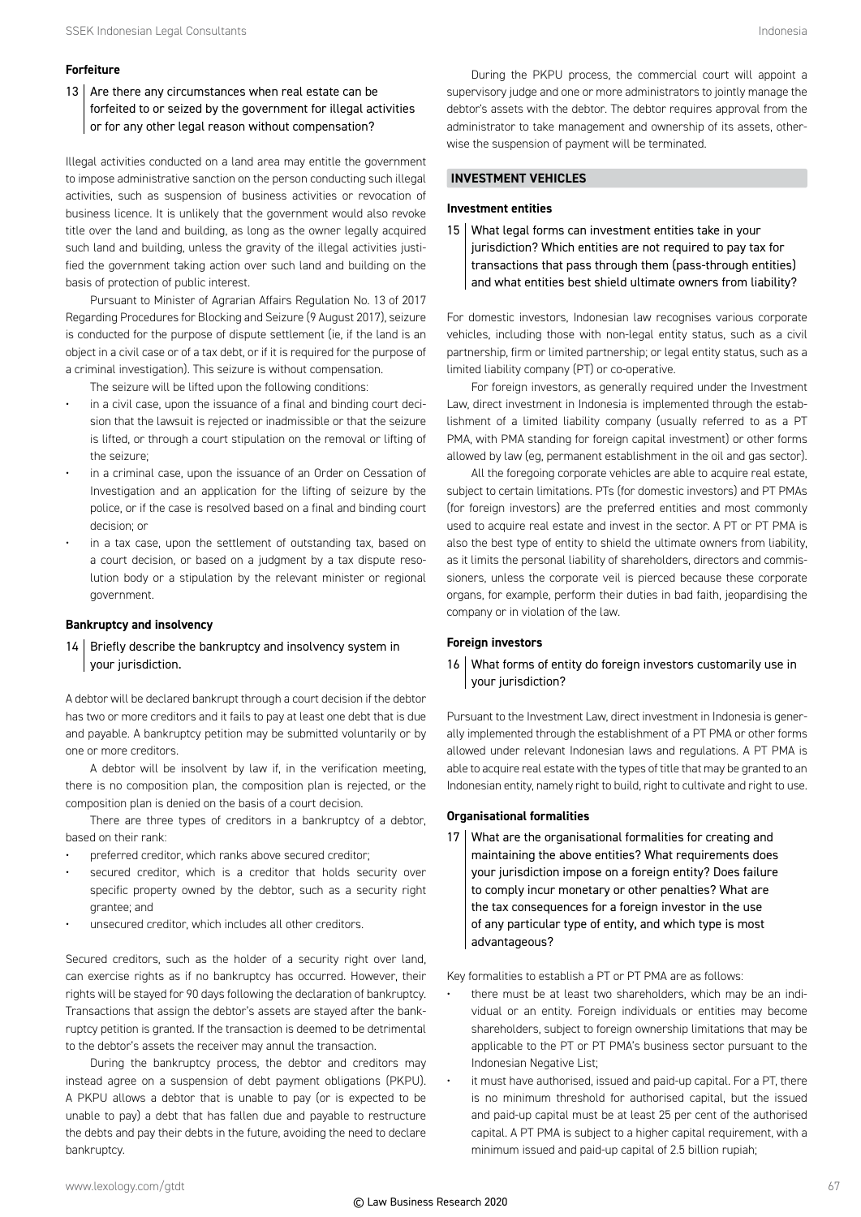### Forfeiture

**13 Are there any circumstances when real estate can be forfeited to or seized by the government for illegal activities or for any other legal reason without compensation?**

Illegal activities conducted on a land area may entitle the government to impose administrative sanction on the person conducting such illegal activities, such as suspension of business activities or revocation of business licence. It is unlikely that the government would also revoke title over the land and building, as long as the owner legally acquired such land and building, unless the gravity of the illegal activities justified the government taking action over such land and building on the basis of protection of public interest.

Pursuant to Minister of Agrarian Affairs Regulation No. 13 of 2017 Regarding Procedures for Blocking and Seizure (9 August 2017), seizure is conducted for the purpose of dispute settlement (ie, if the land is an object in a civil case or of a tax debt, or if it is required for the purpose of a criminal investigation). This seizure is without compensation.

The seizure will be lifted upon the following conditions:

- in a civil case, upon the issuance of a final and binding court decision that the lawsuit is rejected or inadmissible or that the seizure is lifted, or through a court stipulation on the removal or lifting of the seizure;
- in a criminal case, upon the issuance of an Order on Cessation of Investigation and an application for the lifting of seizure by the police, or if the case is resolved based on a final and binding court decision; or
- in a tax case, upon the settlement of outstanding tax, based on a court decision, or based on a judgment by a tax dispute resolution body or a stipulation by the relevant minister or regional government.

### Bankruptcy and insolvency

**14 Briefly describe the bankruptcy and insolvency system in your jurisdiction.**

A debtor will be declared bankrupt through a court decision if the debtor has two or more creditors and it fails to pay at least one debt that is due and payable. A bankruptcy petition may be submitted voluntarily or by one or more creditors.

A debtor will be insolvent by law if, in the verification meeting, there is no composition plan, the composition plan is rejected, or the composition plan is denied on the basis of a court decision.

There are three types of creditors in a bankruptcy of a debtor, based on their rank:

- preferred creditor, which ranks above secured creditor;
- secured creditor, which is a creditor that holds security over specific property owned by the debtor, such as a security right grantee; and
- unsecured creditor, which includes all other creditors.

Secured creditors, such as the holder of a security right over land, can exercise rights as if no bankruptcy has occurred. However, their rights will be stayed for 90 days following the declaration of bankruptcy. Transactions that assign the debtor's assets are stayed after the bankruptcy petition is granted. If the transaction is deemed to be detrimental to the debtor's assets the receiver may annul the transaction.

During the bankruptcy process, the debtor and creditors may instead agree on a suspension of debt payment obligations (PKPU). A PKPU allows a debtor that is unable to pay (or is expected to be unable to pay) a debt that has fallen due and payable to restructure the debts and pay their debts in the future, avoiding the need to declare bankruptcy.

During the PKPU process, the commercial court will appoint a supervisory judge and one or more administrators to jointly manage the debtor's assets with the debtor. The debtor requires approval from the administrator to take management and ownership of its assets, otherwise the suspension of payment will be terminated.

## INVESTMENT VEHICLES

### Investment entities

**15 What legal forms can investment entities take in your jurisdiction? Which entities are not required to pay tax for transactions that pass through them (pass-through entities) and what entities best shield ultimate owners from liability?**

For domestic investors, Indonesian law recognises various corporate vehicles, including those with non-legal entity status, such as a civil partnership, firm or limited partnership; or legal entity status, such as a limited liability company (PT) or co-operative.

For foreign investors, as generally required under the Investment Law, direct investment in Indonesia is implemented through the establishment of a limited liability company (usually referred to as a PT PMA, with PMA standing for foreign capital investment) or other forms allowed by law (eg, permanent establishment in the oil and gas sector).

All the foregoing corporate vehicles are able to acquire real estate, subject to certain limitations. PTs (for domestic investors) and PT PMAs (for foreign investors) are the preferred entities and most commonly used to acquire real estate and invest in the sector. A PT or PT PMA is also the best type of entity to shield the ultimate owners from liability, as it limits the personal liability of shareholders, directors and commissioners, unless the corporate veil is pierced because these corporate organs, for example, perform their duties in bad faith, jeopardising the company or in violation of the law.

### Foreign investors

**16 What forms of entity do foreign investors customarily use in your jurisdiction?**

Pursuant to the Investment Law, direct investment in Indonesia is generally implemented through the establishment of a PT PMA or other forms allowed under relevant Indonesian laws and regulations. A PT PMA is able to acquire real estate with the types of title that may be granted to an Indonesian entity, namely right to build, right to cultivate and right to use.

### Organisational formalities

**17 What are the organisational formalities for creating and maintaining the above entities? What requirements does your jurisdiction impose on a foreign entity? Does failure to comply incur monetary or other penalties? What are the tax consequences for a foreign investor in the use of any particular type of entity, and which type is most advantageous?**

Key formalities to establish a PT or PT PMA are as follows:

- there must be at least two shareholders, which may be an individual or an entity. Foreign individuals or entities may become shareholders, subject to foreign ownership limitations that may be applicable to the PT or PT PMA's business sector pursuant to the Indonesian Negative List;
- it must have authorised, issued and paid-up capital. For a PT, there is no minimum threshold for authorised capital, but the issued and paid-up capital must be at least 25 per cent of the authorised capital. A PT PMA is subject to a higher capital requirement, with a minimum issued and paid-up capital of 2.5 billion rupiah;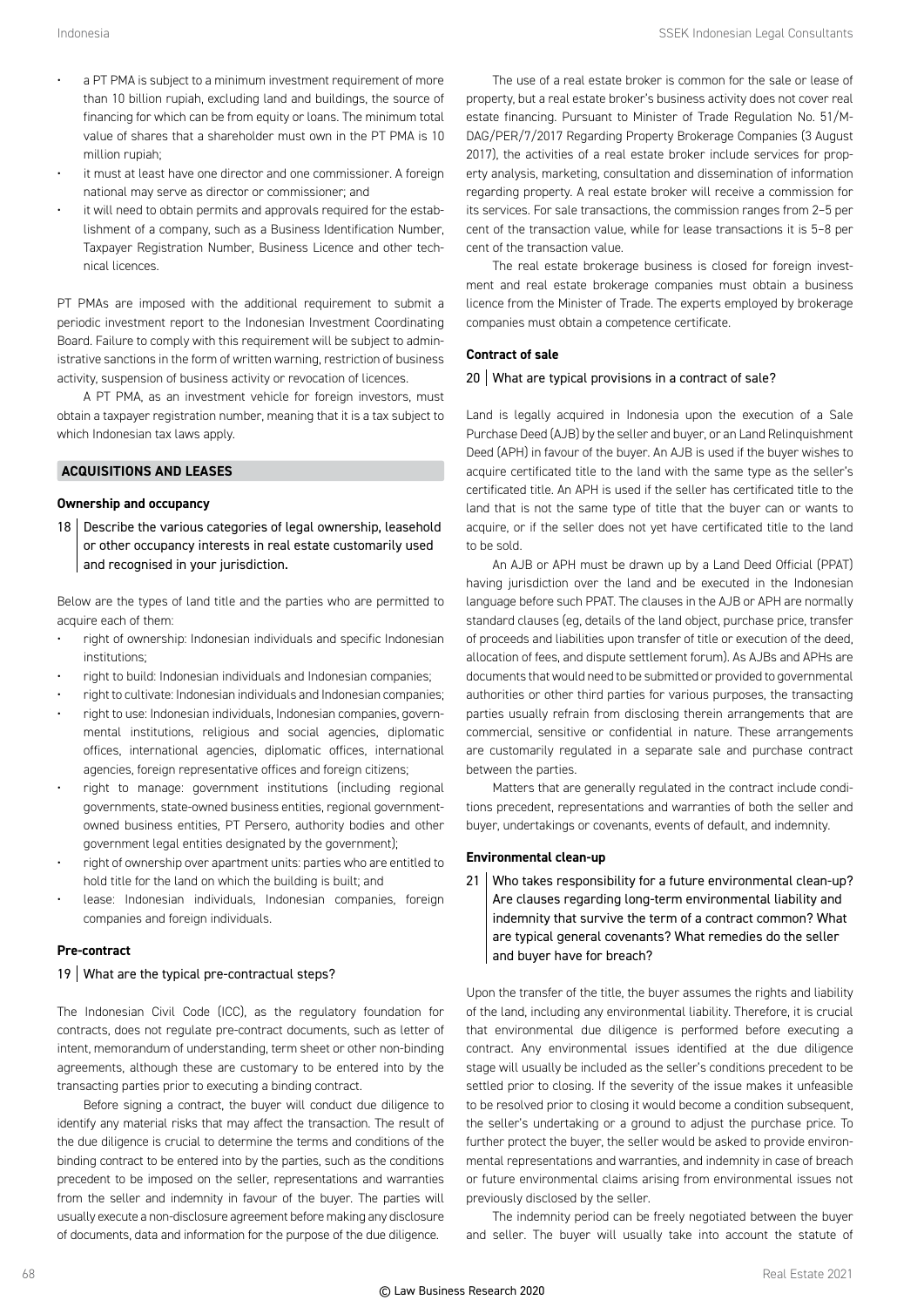- a PT PMA is subject to a minimum investment requirement of more than 10 billion rupiah, excluding land and buildings, the source of financing for which can be from equity or loans. The minimum total value of shares that a shareholder must own in the PT PMA is 10 million rupiah;
- it must at least have one director and one commissioner. A foreign national may serve as director or commissioner; and
- it will need to obtain permits and approvals required for the establishment of a company, such as a Business Identification Number, Taxpayer Registration Number, Business Licence and other technical licences.

PT PMAs are imposed with the additional requirement to submit a periodic investment report to the Indonesian Investment Coordinating Board. Failure to comply with this requirement will be subject to administrative sanctions in the form of written warning, restriction of business activity, suspension of business activity or revocation of licences.

A PT PMA, as an investment vehicle for foreign investors, must obtain a taxpayer registration number, meaning that it is a tax subject to which Indonesian tax laws apply.

## ACQUISITIONS AND LEASES

### Ownership and occupancy

**18 | Describe the various categories of legal ownership, leasehold or other occupancy interests in real estate customarily used and recognised in your jurisdiction.**

Below are the types of land title and the parties who are permitted to acquire each of them:

- right of ownership: Indonesian individuals and specific Indonesian institutions;
- right to build: Indonesian individuals and Indonesian companies;
- right to cultivate: Indonesian individuals and Indonesian companies;
- right to use: Indonesian individuals, Indonesian companies, governmental institutions, religious and social agencies, diplomatic offices, international agencies, diplomatic offices, international agencies, foreign representative offices and foreign citizens;
- right to manage: government institutions (including regional governments, state-owned business entities, regional government-owned business entities, PT Persero, authority bodies and other government legal entities designated by the government);
- right of ownership over apartment units: parties who are entitled to hold title for the land on which the building is built; and
- lease: Indonesian individuals, Indonesian companies, foreign companies and foreign individuals.

### Pre-contract

**19 | What are the typical pre-contractual steps?**

The Indonesian Civil Code (ICC), as the regulatory foundation for contracts, does not regulate pre-contract documents, such as letter of intent, memorandum of understanding, term sheet or other non-binding agreements, although these are customary to be entered into by the transacting parties prior to executing a binding contract.

Before signing a contract, the buyer will conduct due diligence to identify any material risks that may affect the transaction. The result of the due diligence is crucial to determine the terms and conditions of the binding contract to be entered into by the parties, such as the conditions precedent to be imposed on the seller, representations and warranties from the seller and indemnity in favour of the buyer. The parties will usually execute a non-disclosure agreement before making any disclosure of documents, data and information for the purpose of the due diligence.

The use of a real estate broker is common for the sale or lease of property, but a real estate broker's business activity does not cover real estate financing. Pursuant to Minister of Trade Regulation No. 51/M-DAG/PER/7/2017 Regarding Property Brokerage Companies (3 August 2017), the activities of a real estate broker include services for property analysis, marketing, consultation and dissemination of information regarding property. A real estate broker will receive a commission for its services. For sale transactions, the commission ranges from 2–5 per cent of the transaction value, while for lease transactions it is 5–8 per cent of the transaction value.

The real estate brokerage business is closed for foreign investment and real estate brokerage companies must obtain a business licence from the Minister of Trade. The experts employed by brokerage companies must obtain a competence certificate.

### Contract of sale

**20 | What are typical provisions in a contract of sale?**

Land is legally acquired in Indonesia upon the execution of a Sale Purchase Deed (AJB) by the seller and buyer, or an Land Relinquishment Deed (APH) in favour of the buyer. An AJB is used if the buyer wishes to acquire certificated title to the land with the same type as the seller's certificated title. An APH is used if the seller has certificated title to the land that is not the same type of title that the buyer can or wants to acquire, or if the seller does not yet have certificated title to the land to be sold.

An AJB or APH must be drawn up by a Land Deed Official (PPAT) having jurisdiction over the land and be executed in the Indonesian language before such PPAT. The clauses in the AJB or APH are normally standard clauses (eg, details of the land object, purchase price, transfer of proceeds and liabilities upon transfer of title or execution of the deed, allocation of fees, and dispute settlement forum). As AJBs and APHs are documents that would need to be submitted or provided to governmental authorities or other third parties for various purposes, the transacting parties usually refrain from disclosing therein arrangements that are commercial, sensitive or confidential in nature. These arrangements are customarily regulated in a separate sale and purchase contract between the parties.

Matters that are generally regulated in the contract include conditions precedent, representations and warranties of both the seller and buyer, undertakings or covenants, events of default, and indemnity.

### Environmental clean-up

**21 | Who takes responsibility for a future environmental clean-up? Are clauses regarding long-term environmental liability and indemnity that survive the term of a contract common? What are typical general covenants? What remedies do the seller and buyer have for breach?**

Upon the transfer of the title, the buyer assumes the rights and liability of the land, including any environmental liability. Therefore, it is crucial that environmental due diligence is performed before executing a contract. Any environmental issues identified at the due diligence stage will usually be included as the seller's conditions precedent to be settled prior to closing. If the severity of the issue makes it unfeasible to be resolved prior to closing it would become a condition subsequent, the seller's undertaking or a ground to adjust the purchase price. To further protect the buyer, the seller would be asked to provide environmental representations and warranties, and indemnity in case of breach or future environmental claims arising from environmental issues not previously disclosed by the seller.

The indemnity period can be freely negotiated between the buyer and seller. The buyer will usually take into account the statute of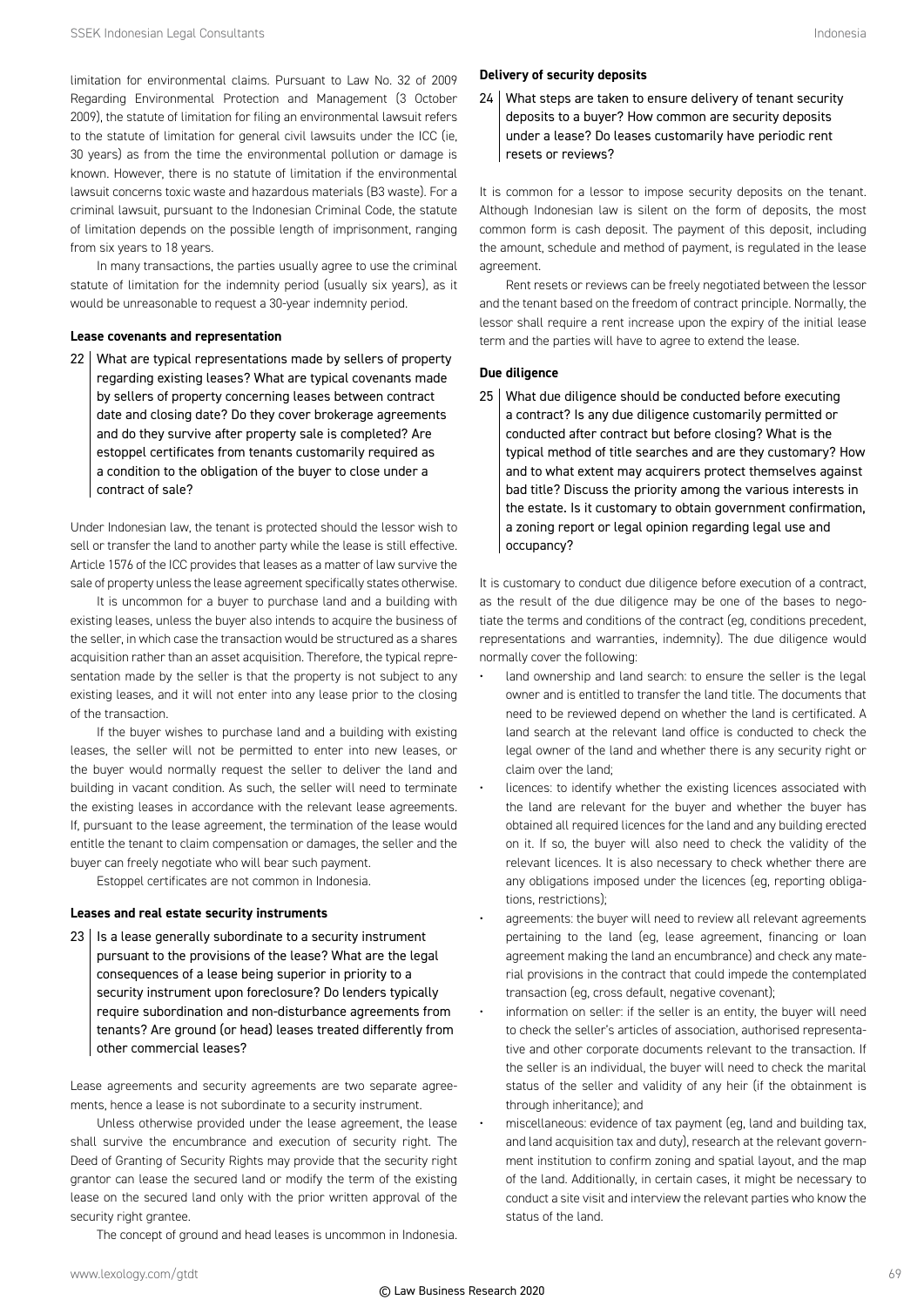limitation for environmental claims. Pursuant to Law No. 32 of 2009 Regarding Environmental Protection and Management (3 October 2009), the statute of limitation for filing an environmental lawsuit refers to the statute of limitation for general civil lawsuits under the ICC (ie, 30 years) as from the time the environmental pollution or damage is known. However, there is no statute of limitation if the environmental lawsuit concerns toxic waste and hazardous materials (B3 waste). For a criminal lawsuit, pursuant to the Indonesian Criminal Code, the statute of limitation depends on the possible length of imprisonment, ranging from six years to 18 years.

In many transactions, the parties usually agree to use the criminal statute of limitation for the indemnity period (usually six years), as it would be unreasonable to request a 30-year indemnity period.

### Lease covenants and representation

**22 What are typical representations made by sellers of property regarding existing leases? What are typical covenants made by sellers of property concerning leases between contract date and closing date? Do they cover brokerage agreements and do they survive after property sale is completed? Are estoppel certificates from tenants customarily required as a condition to the obligation of the buyer to close under a contract of sale?**

Under Indonesian law, the tenant is protected should the lessor wish to sell or transfer the land to another party while the lease is still effective. Article 1576 of the ICC provides that leases as a matter of law survive the sale of property unless the lease agreement specifically states otherwise.

It is uncommon for a buyer to purchase land and a building with existing leases, unless the buyer also intends to acquire the business of the seller, in which case the transaction would be structured as a shares acquisition rather than an asset acquisition. Therefore, the typical representation made by the seller is that the property is not subject to any existing leases, and it will not enter into any lease prior to the closing of the transaction.

If the buyer wishes to purchase land and a building with existing leases, the seller will not be permitted to enter into new leases, or the buyer would normally request the seller to deliver the land and building in vacant condition. As such, the seller will need to terminate the existing leases in accordance with the relevant lease agreements. If, pursuant to the lease agreement, the termination of the lease would entitle the tenant to claim compensation or damages, the seller and the buyer can freely negotiate who will bear such payment.

Estoppel certificates are not common in Indonesia.

### Leases and real estate security instruments

**23 Is a lease generally subordinate to a security instrument pursuant to the provisions of the lease? What are the legal consequences of a lease being superior in priority to a security instrument upon foreclosure? Do lenders typically require subordination and non-disturbance agreements from tenants? Are ground (or head) leases treated differently from other commercial leases?**

Lease agreements and security agreements are two separate agreements, hence a lease is not subordinate to a security instrument.

Unless otherwise provided under the lease agreement, the lease shall survive the encumbrance and execution of security right. The Deed of Granting of Security Rights may provide that the security right grantor can lease the secured land or modify the term of the existing lease on the secured land only with the prior written approval of the security right grantee.

The concept of ground and head leases is uncommon in Indonesia.

### Delivery of security deposits

**24 What steps are taken to ensure delivery of tenant security deposits to a buyer? How common are security deposits under a lease? Do leases customarily have periodic rent resets or reviews?**

It is common for a lessor to impose security deposits on the tenant. Although Indonesian law is silent on the form of deposits, the most common form is cash deposit. The payment of this deposit, including the amount, schedule and method of payment, is regulated in the lease agreement.

Rent resets or reviews can be freely negotiated between the lessor and the tenant based on the freedom of contract principle. Normally, the lessor shall require a rent increase upon the expiry of the initial lease term and the parties will have to agree to extend the lease.

### Due diligence

**25 What due diligence should be conducted before executing a contract? Is any due diligence customarily permitted or conducted after contract but before closing? What is the typical method of title searches and are they customary? How and to what extent may acquirers protect themselves against bad title? Discuss the priority among the various interests in the estate. Is it customary to obtain government confirmation, a zoning report or legal opinion regarding legal use and occupancy?**

It is customary to conduct due diligence before execution of a contract, as the result of the due diligence may be one of the bases to negotiate the terms and conditions of the contract (eg, conditions precedent, representations and warranties, indemnity). The due diligence would normally cover the following:

- land ownership and land search: to ensure the seller is the legal owner and is entitled to transfer the land title. The documents that need to be reviewed depend on whether the land is certificated. A land search at the relevant land office is conducted to check the legal owner of the land and whether there is any security right or claim over the land;
- licences: to identify whether the existing licences associated with the land are relevant for the buyer and whether the buyer has obtained all required licences for the land and any building erected on it. If so, the buyer will also need to check the validity of the relevant licences. It is also necessary to check whether there are any obligations imposed under the licences (eg, reporting obligations, restrictions);
- agreements: the buyer will need to review all relevant agreements pertaining to the land (eg, lease agreement, financing or loan agreement making the land an encumbrance) and check any material provisions in the contract that could impede the contemplated transaction (eg, cross default, negative covenant);
- information on seller: if the seller is an entity, the buyer will need to check the seller's articles of association, authorised representative and other corporate documents relevant to the transaction. If the seller is an individual, the buyer will need to check the marital status of the seller and validity of any heir (if the obtainment is through inheritance); and
- miscellaneous: evidence of tax payment (eg, land and building tax, and land acquisition tax and duty), research at the relevant government institution to confirm zoning and spatial layout, and the map of the land. Additionally, in certain cases, it might be necessary to conduct a site visit and interview the relevant parties who know the status of the land.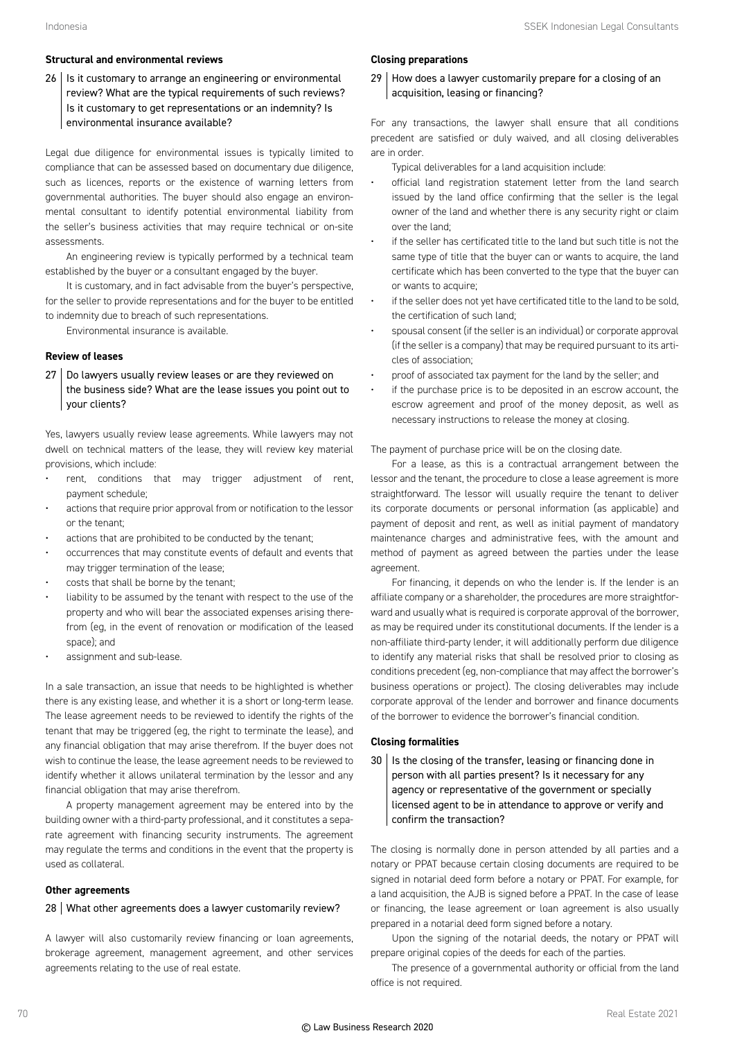### Structural and environmental reviews

**26 Is it customary to arrange an engineering or environmental review? What are the typical requirements of such reviews? Is it customary to get representations or an indemnity? Is environmental insurance available?**

Legal due diligence for environmental issues is typically limited to compliance that can be assessed based on documentary due diligence, such as licences, reports or the existence of warning letters from governmental authorities. The buyer should also engage an environmental consultant to identify potential environmental liability from the seller's business activities that may require technical or on-site assessments.

An engineering review is typically performed by a technical team established by the buyer or a consultant engaged by the buyer.

It is customary, and in fact advisable from the buyer's perspective, for the seller to provide representations and for the buyer to be entitled to indemnity due to breach of such representations.

Environmental insurance is available.

### Review of leases

**27 Do lawyers usually review leases or are they reviewed on the business side? What are the lease issues you point out to your clients?**

Yes, lawyers usually review lease agreements. While lawyers may not dwell on technical matters of the lease, they will review key material provisions, which include:

- rent, conditions that may trigger adjustment of rent, payment schedule;
- actions that require prior approval from or notification to the lessor or the tenant;
- actions that are prohibited to be conducted by the tenant;
- occurrences that may constitute events of default and events that may trigger termination of the lease;
- costs that shall be borne by the tenant;
- liability to be assumed by the tenant with respect to the use of the property and who will bear the associated expenses arising therefrom (eg, in the event of renovation or modification of the leased space); and
- assignment and sub-lease.

In a sale transaction, an issue that needs to be highlighted is whether there is any existing lease, and whether it is a short or long-term lease. The lease agreement needs to be reviewed to identify the rights of the tenant that may be triggered (eg, the right to terminate the lease), and any financial obligation that may arise therefrom. If the buyer does not wish to continue the lease, the lease agreement needs to be reviewed to identify whether it allows unilateral termination by the lessor and any financial obligation that may arise therefrom.

A property management agreement may be entered into by the building owner with a third-party professional, and it constitutes a separate agreement with financing security instruments. The agreement may regulate the terms and conditions in the event that the property is used as collateral.

### Other agreements

**28 What other agreements does a lawyer customarily review?**

A lawyer will also customarily review financing or loan agreements, brokerage agreement, management agreement, and other services agreements relating to the use of real estate.

### Closing preparations

**29 How does a lawyer customarily prepare for a closing of an acquisition, leasing or financing?**

For any transactions, the lawyer shall ensure that all conditions precedent are satisfied or duly waived, and all closing deliverables are in order.

Typical deliverables for a land acquisition include:

- official land registration statement letter from the land search issued by the land office confirming that the seller is the legal owner of the land and whether there is any security right or claim over the land;
- if the seller has certificated title to the land but such title is not the same type of title that the buyer can or wants to acquire, the land certificate which has been converted to the type that the buyer can or wants to acquire;
- if the seller does not yet have certificated title to the land to be sold, the certification of such land;
- spousal consent (if the seller is an individual) or corporate approval (if the seller is a company) that may be required pursuant to its articles of association;
- proof of associated tax payment for the land by the seller; and
- if the purchase price is to be deposited in an escrow account, the escrow agreement and proof of the money deposit, as well as necessary instructions to release the money at closing.

The payment of purchase price will be on the closing date.

For a lease, as this is a contractual arrangement between the lessor and the tenant, the procedure to close a lease agreement is more straightforward. The lessor will usually require the tenant to deliver its corporate documents or personal information (as applicable) and payment of deposit and rent, as well as initial payment of mandatory maintenance charges and administrative fees, with the amount and method of payment as agreed between the parties under the lease agreement.

For financing, it depends on who the lender is. If the lender is an affiliate company or a shareholder, the procedures are more straightforward and usually what is required is corporate approval of the borrower, as may be required under its constitutional documents. If the lender is a non-affiliate third-party lender, it will additionally perform due diligence to identify any material risks that shall be resolved prior to closing as conditions precedent (eg, non-compliance that may affect the borrower's business operations or project). The closing deliverables may include corporate approval of the lender and borrower and finance documents of the borrower to evidence the borrower's financial condition.

### Closing formalities

**30 Is the closing of the transfer, leasing or financing done in person with all parties present? Is it necessary for any agency or representative of the government or specially licensed agent to be in attendance to approve or verify and confirm the transaction?**

The closing is normally done in person attended by all parties and a notary or PPAT because certain closing documents are required to be signed in notarial deed form before a notary or PPAT. For example, for a land acquisition, the AJB is signed before a PPAT. In the case of lease or financing, the lease agreement or loan agreement is also usually prepared in a notarial deed form signed before a notary.

Upon the signing of the notarial deeds, the notary or PPAT will prepare original copies of the deeds for each of the parties.

The presence of a governmental authority or official from the land office is not required.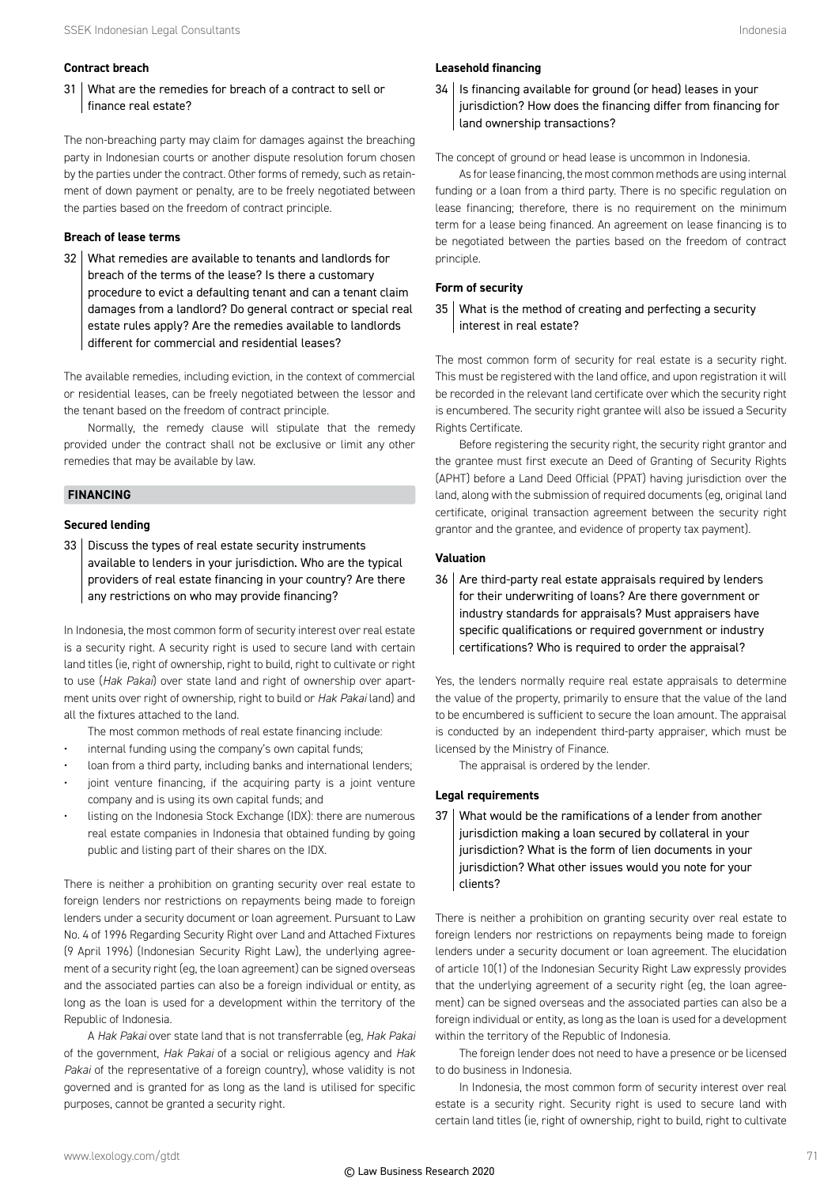#### Contract breach

**31 What are the remedies for breach of a contract to sell or finance real estate?**

The non-breaching party may claim for damages against the breaching party in Indonesian courts or another dispute resolution forum chosen by the parties under the contract. Other forms of remedy, such as retainment of down payment or penalty, are to be freely negotiated between the parties based on the freedom of contract principle.

#### Breach of lease terms

**32 What remedies are available to tenants and landlords for breach of the terms of the lease? Is there a customary procedure to evict a defaulting tenant and can a tenant claim damages from a landlord? Do general contract or special real estate rules apply? Are the remedies available to landlords different for commercial and residential leases?**

The available remedies, including eviction, in the context of commercial or residential leases, can be freely negotiated between the lessor and the tenant based on the freedom of contract principle.

Normally, the remedy clause will stipulate that the remedy provided under the contract shall not be exclusive or limit any other remedies that may be available by law.

## FINANCING

#### Secured lending

**33 Discuss the types of real estate security instruments available to lenders in your jurisdiction. Who are the typical providers of real estate financing in your country? Are there any restrictions on who may provide financing?**

In Indonesia, the most common form of security interest over real estate is a security right. A security right is used to secure land with certain land titles (ie, right of ownership, right to build, right to cultivate or right to use (*Hak Pakai*) over state land and right of ownership over apartment units over right of ownership, right to build or *Hak Pakai* land) and all the fixtures attached to the land.

The most common methods of real estate financing include:

- internal funding using the company's own capital funds;
- loan from a third party, including banks and international lenders;
- joint venture financing, if the acquiring party is a joint venture company and is using its own capital funds; and
- listing on the Indonesia Stock Exchange (IDX): there are numerous real estate companies in Indonesia that obtained funding by going public and listing part of their shares on the IDX.

There is neither a prohibition on granting security over real estate to foreign lenders nor restrictions on repayments being made to foreign lenders under a security document or loan agreement. Pursuant to Law No. 4 of 1996 Regarding Security Right over Land and Attached Fixtures (9 April 1996) (Indonesian Security Right Law), the underlying agreement of a security right (eg, the loan agreement) can be signed overseas and the associated parties can also be a foreign individual or entity, as long as the loan is used for a development within the territory of the Republic of Indonesia.

A *Hak Pakai* over state land that is not transferrable (eg, *Hak Pakai* of the government, *Hak Pakai* of a social or religious agency and *Hak Pakai* of the representative of a foreign country), whose validity is not governed and is granted for as long as the land is utilised for specific purposes, cannot be granted a security right.

#### Leasehold financing

**34 Is financing available for ground (or head) leases in your jurisdiction? How does the financing differ from financing for land ownership transactions?**

The concept of ground or head lease is uncommon in Indonesia.

As for lease financing, the most common methods are using internal funding or a loan from a third party. There is no specific regulation on lease financing; therefore, there is no requirement on the minimum term for a lease being financed. An agreement on lease financing is to be negotiated between the parties based on the freedom of contract principle.

#### Form of security

**35 What is the method of creating and perfecting a security interest in real estate?**

The most common form of security for real estate is a security right. This must be registered with the land office, and upon registration it will be recorded in the relevant land certificate over which the security right is encumbered. The security right grantee will also be issued a Security Rights Certificate.

Before registering the security right, the security right grantor and the grantee must first execute an Deed of Granting of Security Rights (APHT) before a Land Deed Official (PPAT) having jurisdiction over the land, along with the submission of required documents (eg, original land certificate, original transaction agreement between the security right grantor and the grantee, and evidence of property tax payment).

#### Valuation

**36 Are third-party real estate appraisals required by lenders for their underwriting of loans? Are there government or industry standards for appraisals? Must appraisers have specific qualifications or required government or industry certifications? Who is required to order the appraisal?**

Yes, the lenders normally require real estate appraisals to determine the value of the property, primarily to ensure that the value of the land to be encumbered is sufficient to secure the loan amount. The appraisal is conducted by an independent third-party appraiser, which must be licensed by the Ministry of Finance.

The appraisal is ordered by the lender.

#### Legal requirements

**37 What would be the ramifications of a lender from another jurisdiction making a loan secured by collateral in your jurisdiction? What is the form of lien documents in your jurisdiction? What other issues would you note for your clients?**

There is neither a prohibition on granting security over real estate to foreign lenders nor restrictions on repayments being made to foreign lenders under a security document or loan agreement. The elucidation of article 10(1) of the Indonesian Security Right Law expressly provides that the underlying agreement of a security right (eg, the loan agreement) can be signed overseas and the associated parties can also be a foreign individual or entity, as long as the loan is used for a development within the territory of the Republic of Indonesia.

The foreign lender does not need to have a presence or be licensed to do business in Indonesia.

In Indonesia, the most common form of security interest over real estate is a security right. Security right is used to secure land with certain land titles (ie, right of ownership, right to build, right to cultivate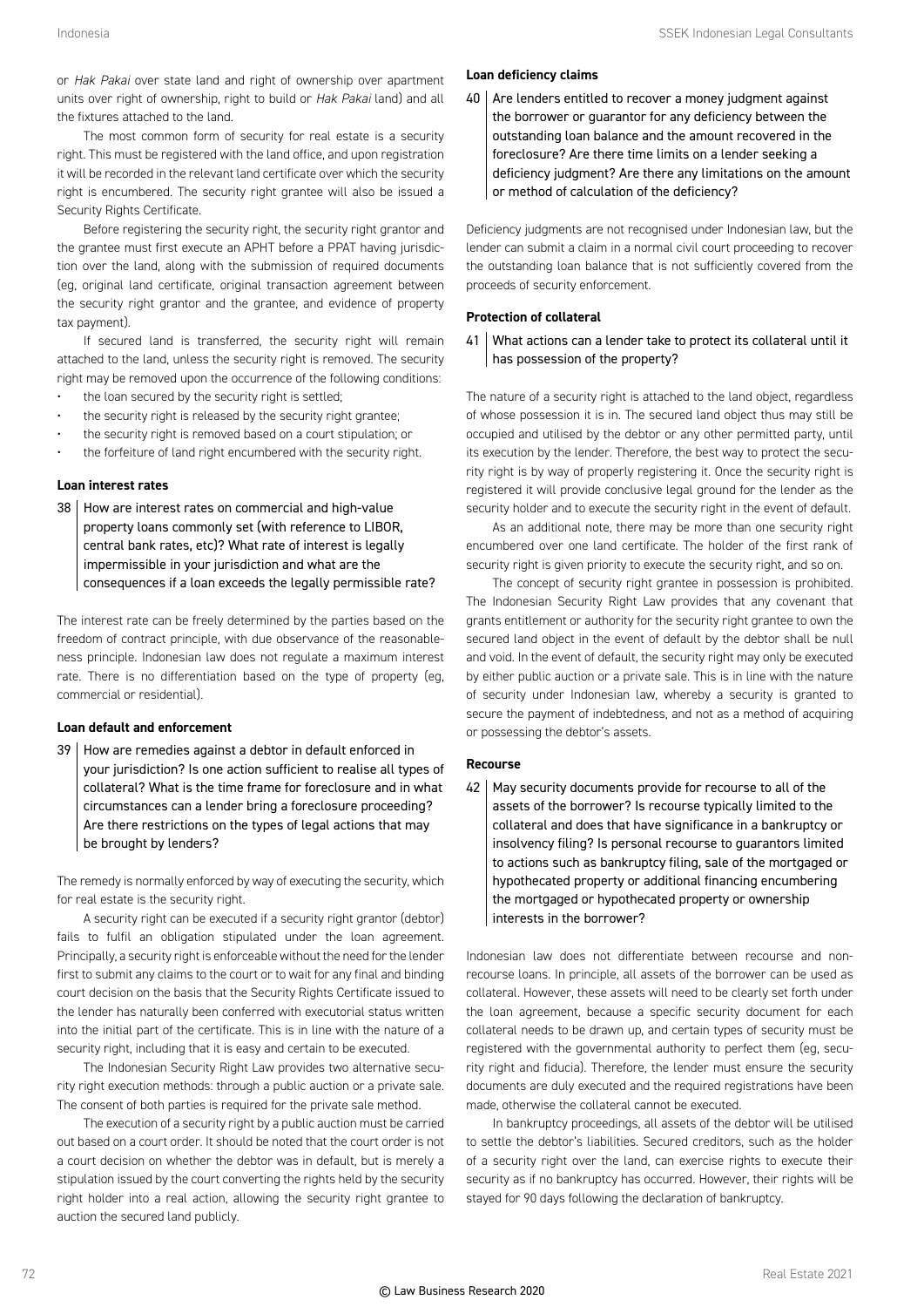or *Hak Pakai* over state land and right of ownership over apartment units over right of ownership, right to build or *Hak Pakai* land) and all the fixtures attached to the land.

The most common form of security for real estate is a security right. This must be registered with the land office, and upon registration it will be recorded in the relevant land certificate over which the security right is encumbered. The security right grantee will also be issued a Security Rights Certificate.

Before registering the security right, the security right grantor and the grantee must first execute an APHT before a PPAT having jurisdiction over the land, along with the submission of required documents (eg, original land certificate, original transaction agreement between the security right grantor and the grantee, and evidence of property tax payment).

If secured land is transferred, the security right will remain attached to the land, unless the security right is removed. The security right may be removed upon the occurrence of the following conditions:

- the loan secured by the security right is settled;
- the security right is released by the security right grantee;
- the security right is removed based on a court stipulation; or
- the forfeiture of land right encumbered with the security right.

### Loan interest rates

**38 How are interest rates on commercial and high-value property loans commonly set (with reference to LIBOR, central bank rates, etc)? What rate of interest is legally impermissible in your jurisdiction and what are the consequences if a loan exceeds the legally permissible rate?**

The interest rate can be freely determined by the parties based on the freedom of contract principle, with due observance of the reasonableness principle. Indonesian law does not regulate a maximum interest rate. There is no differentiation based on the type of property (eg, commercial or residential).

### Loan default and enforcement

**39 How are remedies against a debtor in default enforced in your jurisdiction? Is one action sufficient to realise all types of collateral? What is the time frame for foreclosure and in what circumstances can a lender bring a foreclosure proceeding? Are there restrictions on the types of legal actions that may be brought by lenders?**

The remedy is normally enforced by way of executing the security, which for real estate is the security right.

A security right can be executed if a security right grantor (debtor) fails to fulfil an obligation stipulated under the loan agreement. Principally, a security right is enforceable without the need for the lender first to submit any claims to the court or to wait for any final and binding court decision on the basis that the Security Rights Certificate issued to the lender has naturally been conferred with executorial status written into the initial part of the certificate. This is in line with the nature of a security right, including that it is easy and certain to be executed.

The Indonesian Security Right Law provides two alternative security right execution methods: through a public auction or a private sale. The consent of both parties is required for the private sale method.

The execution of a security right by a public auction must be carried out based on a court order. It should be noted that the court order is not a court decision on whether the debtor was in default, but is merely a stipulation issued by the court converting the rights held by the security right holder into a real action, allowing the security right grantee to auction the secured land publicly.

### Loan deficiency claims

**40 Are lenders entitled to recover a money judgment against the borrower or guarantor for any deficiency between the outstanding loan balance and the amount recovered in the foreclosure? Are there time limits on a lender seeking a deficiency judgment? Are there any limitations on the amount or method of calculation of the deficiency?**

Deficiency judgments are not recognised under Indonesian law, but the lender can submit a claim in a normal civil court proceeding to recover the outstanding loan balance that is not sufficiently covered from the proceeds of security enforcement.

### Protection of collateral

**41 What actions can a lender take to protect its collateral until it has possession of the property?**

The nature of a security right is attached to the land object, regardless of whose possession it is in. The secured land object thus may still be occupied and utilised by the debtor or any other permitted party, until its execution by the lender. Therefore, the best way to protect the security right is by way of properly registering it. Once the security right is registered it will provide conclusive legal ground for the lender as the security holder and to execute the security right in the event of default.

As an additional note, there may be more than one security right encumbered over one land certificate. The holder of the first rank of security right is given priority to execute the security right, and so on.

The concept of security right grantee in possession is prohibited. The Indonesian Security Right Law provides that any covenant that grants entitlement or authority for the security right grantee to own the secured land object in the event of default by the debtor shall be null and void. In the event of default, the security right may only be executed by either public auction or a private sale. This is in line with the nature of security under Indonesian law, whereby a security is granted to secure the payment of indebtedness, and not as a method of acquiring or possessing the debtor's assets.

### Recourse

**42 May security documents provide for recourse to all of the assets of the borrower? Is recourse typically limited to the collateral and does that have significance in a bankruptcy or insolvency filing? Is personal recourse to guarantors limited to actions such as bankruptcy filing, sale of the mortgaged or hypothecated property or additional financing encumbering the mortgaged or hypothecated property or ownership interests in the borrower?**

Indonesian law does not differentiate between recourse and non-recourse loans. In principle, all assets of the borrower can be used as collateral. However, these assets will need to be clearly set forth under the loan agreement, because a specific security document for each collateral needs to be drawn up, and certain types of security must be registered with the governmental authority to perfect them (eg, security right and fiducia). Therefore, the lender must ensure the security documents are duly executed and the required registrations have been made, otherwise the collateral cannot be executed.

In bankruptcy proceedings, all assets of the debtor will be utilised to settle the debtor's liabilities. Secured creditors, such as the holder of a security right over the land, can exercise rights to execute their security as if no bankruptcy has occurred. However, their rights will be stayed for 90 days following the declaration of bankruptcy.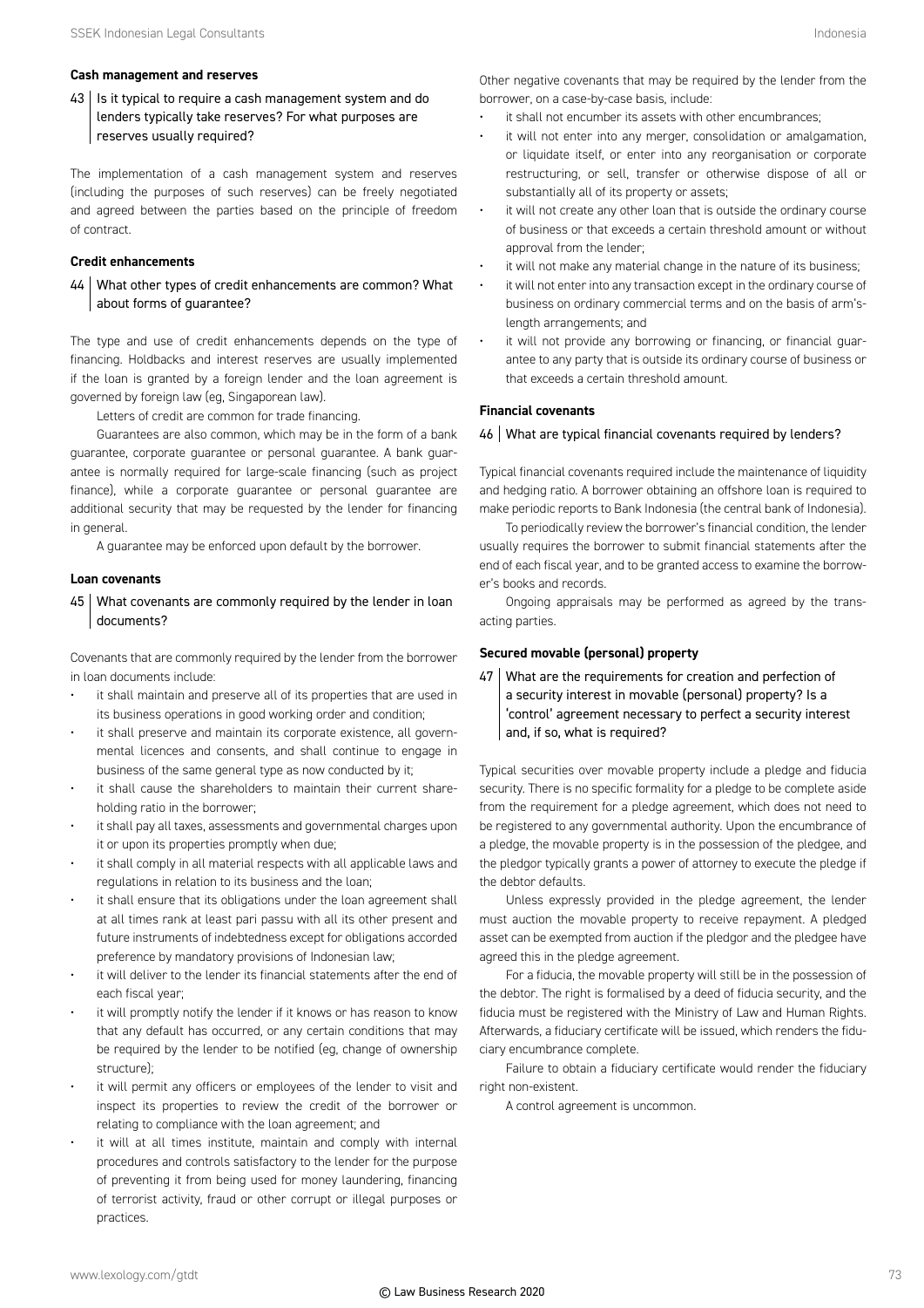### Cash management and reserves

**43 Is it typical to require a cash management system and do lenders typically take reserves? For what purposes are reserves usually required?**

The implementation of a cash management system and reserves (including the purposes of such reserves) can be freely negotiated and agreed between the parties based on the principle of freedom of contract.

### Credit enhancements

**44 What other types of credit enhancements are common? What about forms of guarantee?**

The type and use of credit enhancements depends on the type of financing. Holdbacks and interest reserves are usually implemented if the loan is granted by a foreign lender and the loan agreement is governed by foreign law (eg, Singaporean law).

Letters of credit are common for trade financing.

Guarantees are also common, which may be in the form of a bank guarantee, corporate guarantee or personal guarantee. A bank guarantee is normally required for large-scale financing (such as project finance), while a corporate guarantee or personal guarantee are additional security that may be requested by the lender for financing in general.

A guarantee may be enforced upon default by the borrower.

### Loan covenants

**45 What covenants are commonly required by the lender in loan documents?**

Covenants that are commonly required by the lender from the borrower in loan documents include:

- it shall maintain and preserve all of its properties that are used in its business operations in good working order and condition;
- it shall preserve and maintain its corporate existence, all governmental licences and consents, and shall continue to engage in business of the same general type as now conducted by it;
- it shall cause the shareholders to maintain their current shareholding ratio in the borrower;
- it shall pay all taxes, assessments and governmental charges upon it or upon its properties promptly when due;
- it shall comply in all material respects with all applicable laws and regulations in relation to its business and the loan;
- it shall ensure that its obligations under the loan agreement shall at all times rank at least pari passu with all its other present and future instruments of indebtedness except for obligations accorded preference by mandatory provisions of Indonesian law;
- it will deliver to the lender its financial statements after the end of each fiscal year;
- it will promptly notify the lender if it knows or has reason to know that any default has occurred, or any certain conditions that may be required by the lender to be notified (eg, change of ownership structure);
- it will permit any officers or employees of the lender to visit and inspect its properties to review the credit of the borrower or relating to compliance with the loan agreement; and
- it will at all times institute, maintain and comply with internal procedures and controls satisfactory to the lender for the purpose of preventing it from being used for money laundering, financing of terrorist activity, fraud or other corrupt or illegal purposes or practices.

Other negative covenants that may be required by the lender from the borrower, on a case-by-case basis, include:

- it shall not encumber its assets with other encumbrances;
- it will not enter into any merger, consolidation or amalgamation, or liquidate itself, or enter into any reorganisation or corporate restructuring, or sell, transfer or otherwise dispose of all or substantially all of its property or assets;
- it will not create any other loan that is outside the ordinary course of business or that exceeds a certain threshold amount or without approval from the lender;
- it will not make any material change in the nature of its business;
- it will not enter into any transaction except in the ordinary course of business on ordinary commercial terms and on the basis of arm's-length arrangements; and
- it will not provide any borrowing or financing, or financial guarantee to any party that is outside its ordinary course of business or that exceeds a certain threshold amount.

### Financial covenants

**46 What are typical financial covenants required by lenders?**

Typical financial covenants required include the maintenance of liquidity and hedging ratio. A borrower obtaining an offshore loan is required to make periodic reports to Bank Indonesia (the central bank of Indonesia).

To periodically review the borrower's financial condition, the lender usually requires the borrower to submit financial statements after the end of each fiscal year, and to be granted access to examine the borrower's books and records.

Ongoing appraisals may be performed as agreed by the transacting parties.

### Secured movable (personal) property

**47 What are the requirements for creation and perfection of a security interest in movable (personal) property? Is a 'control' agreement necessary to perfect a security interest and, if so, what is required?**

Typical securities over movable property include a pledge and fiducia security. There is no specific formality for a pledge to be complete aside from the requirement for a pledge agreement, which does not need to be registered to any governmental authority. Upon the encumbrance of a pledge, the movable property is in the possession of the pledgee, and the pledgor typically grants a power of attorney to execute the pledge if the debtor defaults.

Unless expressly provided in the pledge agreement, the lender must auction the movable property to receive repayment. A pledged asset can be exempted from auction if the pledgor and the pledgee have agreed this in the pledge agreement.

For a fiducia, the movable property will still be in the possession of the debtor. The right is formalised by a deed of fiducia security, and the fiducia must be registered with the Ministry of Law and Human Rights. Afterwards, a fiduciary certificate will be issued, which renders the fiduciary encumbrance complete.

Failure to obtain a fiduciary certificate would render the fiduciary right non-existent.

A control agreement is uncommon.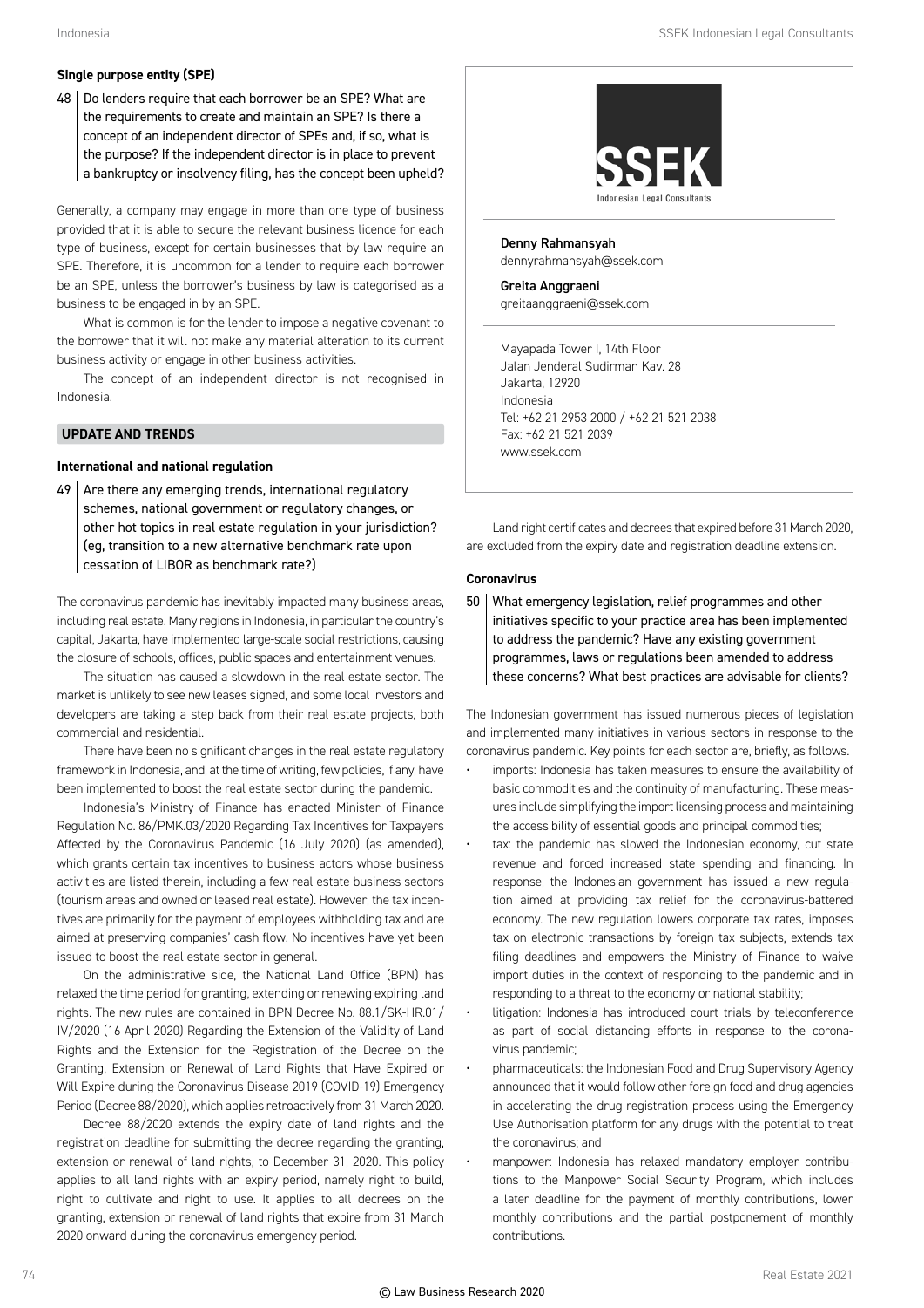## Single purpose entity (SPE)

**48 Do lenders require that each borrower be an SPE? What are the requirements to create and maintain an SPE? Is there a concept of an independent director of SPEs and, if so, what is the purpose? If the independent director is in place to prevent a bankruptcy or insolvency filing, has the concept been upheld?**

Generally, a company may engage in more than one type of business provided that it is able to secure the relevant business licence for each type of business, except for certain businesses that by law require an SPE. Therefore, it is uncommon for a lender to require each borrower be an SPE, unless the borrower's business by law is categorised as a business to be engaged in by an SPE.

What is common is for the lender to impose a negative covenant to the borrower that it will not make any material alteration to its current business activity or engage in other business activities.

The concept of an independent director is not recognised in Indonesia.

# UPDATE AND TRENDS

## International and national regulation

**49 Are there any emerging trends, international regulatory schemes, national government or regulatory changes, or other hot topics in real estate regulation in your jurisdiction? (eg, transition to a new alternative benchmark rate upon cessation of LIBOR as benchmark rate?)**

The coronavirus pandemic has inevitably impacted many business areas, including real estate. Many regions in Indonesia, in particular the country's capital, Jakarta, have implemented large-scale social restrictions, causing the closure of schools, offices, public spaces and entertainment venues.

The situation has caused a slowdown in the real estate sector. The market is unlikely to see new leases signed, and some local investors and developers are taking a step back from their real estate projects, both commercial and residential.

There have been no significant changes in the real estate regulatory framework in Indonesia, and, at the time of writing, few policies, if any, have been implemented to boost the real estate sector during the pandemic.

Indonesia's Ministry of Finance has enacted Minister of Finance Regulation No. 86/PMK.03/2020 Regarding Tax Incentives for Taxpayers Affected by the Coronavirus Pandemic (16 July 2020) (as amended), which grants certain tax incentives to business actors whose business activities are listed therein, including a few real estate business sectors (tourism areas and owned or leased real estate). However, the tax incentives are primarily for the payment of employees withholding tax and are aimed at preserving companies' cash flow. No incentives have yet been issued to boost the real estate sector in general.

On the administrative side, the National Land Office (BPN) has relaxed the time period for granting, extending or renewing expiring land rights. The new rules are contained in BPN Decree No. 88.1/SK-HR.01/IV/2020 (16 April 2020) Regarding the Extension of the Validity of Land Rights and the Extension for the Registration of the Decree on the Granting, Extension or Renewal of Land Rights that Have Expired or Will Expire during the Coronavirus Disease 2019 (COVID-19) Emergency Period (Decree 88/2020), which applies retroactively from 31 March 2020.

Decree 88/2020 extends the expiry date of land rights and the registration deadline for submitting the decree regarding the granting, extension or renewal of land rights, to December 31, 2020. This policy applies to all land rights with an expiry period, namely right to build, right to cultivate and right to use. It applies to all decrees on the granting, extension or renewal of land rights that expire from 31 March 2020 onward during the coronavirus emergency period.

Land right certificates and decrees that expired before 31 March 2020, are excluded from the expiry date and registration deadline extension.

## Coronavirus

**50 What emergency legislation, relief programmes and other initiatives specific to your practice area has been implemented to address the pandemic? Have any existing government programmes, laws or regulations been amended to address these concerns? What best practices are advisable for clients?**

The Indonesian government has issued numerous pieces of legislation and implemented many initiatives in various sectors in response to the coronavirus pandemic. Key points for each sector are, briefly, as follows.

- imports: Indonesia has taken measures to ensure the availability of basic commodities and the continuity of manufacturing. These measures include simplifying the import licensing process and maintaining the accessibility of essential goods and principal commodities;
- tax: the pandemic has slowed the Indonesian economy, cut state revenue and forced increased state spending and financing. In response, the Indonesian government has issued a new regulation aimed at providing tax relief for the coronavirus-battered economy. The new regulation lowers corporate tax rates, imposes tax on electronic transactions by foreign tax subjects, extends tax filing deadlines and empowers the Ministry of Finance to waive import duties in the context of responding to the pandemic and in responding to a threat to the economy or national stability;
- litigation: Indonesia has introduced court trials by teleconference as part of social distancing efforts in response to the coronavirus pandemic;
- pharmaceuticals: the Indonesian Food and Drug Supervisory Agency announced that it would follow other foreign food and drug agencies in accelerating the drug registration process using the Emergency Use Authorisation platform for any drugs with the potential to treat the coronavirus; and
- manpower: Indonesia has relaxed mandatory employer contributions to the Manpower Social Security Program, which includes a later deadline for the payment of monthly contributions, lower monthly contributions and the partial postponement of monthly contributions.

---

SSEK
Indonesian Legal Consultants

**Denny Rahmansyah**
dennyrahmansyah@ssek.com

**Greita Anggraeni**
greitaanggraeni@ssek.com

Mayapada Tower I, 14th Floor
Jalan Jenderal Sudirman Kav. 28
Jakarta, 12920
Indonesia
Tel: +62 21 2953 2000 / +62 21 521 2038
Fax: +62 21 521 2039
www.ssek.com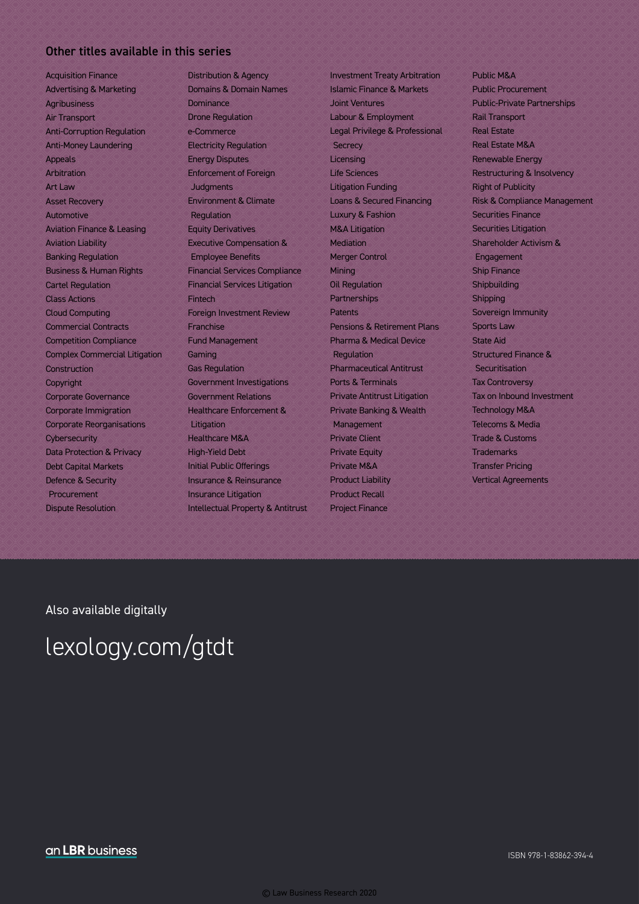## Other titles available in this series

- Acquisition Finance
- Advertising & Marketing
- Agribusiness
- Air Transport
- Anti-Corruption Regulation
- Anti-Money Laundering
- Appeals
- Arbitration
- Art Law
- Asset Recovery
- Automotive
- Aviation Finance & Leasing
- Aviation Liability
- Banking Regulation
- Business & Human Rights
- Cartel Regulation
- Class Actions
- Cloud Computing
- Commercial Contracts
- Competition Compliance
- Complex Commercial Litigation
- Construction
- Copyright
- Corporate Governance
- Corporate Immigration
- Corporate Reorganisations
- Cybersecurity
- Data Protection & Privacy
- Debt Capital Markets
- Defence & Security Procurement
- Dispute Resolution
- Distribution & Agency
- Domains & Domain Names
- Dominance
- Drone Regulation
- e-Commerce
- Electricity Regulation
- Energy Disputes
- Enforcement of Foreign Judgments
- Environment & Climate Regulation
- Equity Derivatives
- Executive Compensation & Employee Benefits
- Financial Services Compliance
- Financial Services Litigation
- Fintech
- Foreign Investment Review
- Franchise
- Fund Management
- Gaming
- Gas Regulation
- Government Investigations
- Government Relations
- Healthcare Enforcement & Litigation
- Healthcare M&A
- High-Yield Debt
- Initial Public Offerings
- Insurance & Reinsurance
- Insurance Litigation
- Intellectual Property & Antitrust
- Investment Treaty Arbitration
- Islamic Finance & Markets
- Joint Ventures
- Labour & Employment
- Legal Privilege & Professional Secrecy
- Licensing
- Life Sciences
- Litigation Funding
- Loans & Secured Financing
- Luxury & Fashion
- M&A Litigation
- Mediation
- Merger Control
- Mining
- Oil Regulation
- Partnerships
- Patents
- Pensions & Retirement Plans
- Pharma & Medical Device Regulation
- Pharmaceutical Antitrust
- Ports & Terminals
- Private Antitrust Litigation
- Private Banking & Wealth Management
- Private Client
- Private Equity
- Private M&A
- Product Liability
- Product Recall
- Project Finance
- Public M&A
- Public Procurement
- Public-Private Partnerships
- Rail Transport
- Real Estate
- Real Estate M&A
- Renewable Energy
- Restructuring & Insolvency
- Right of Publicity
- Risk & Compliance Management
- Securities Finance
- Securities Litigation
- Shareholder Activism & Engagement
- Ship Finance
- Shipbuilding
- Shipping
- Sovereign Immunity
- Sports Law
- State Aid
- Structured Finance & Securitisation
- Tax Controversy
- Tax on Inbound Investment
- Technology M&A
- Telecoms & Media
- Trade & Customs
- Trademarks
- Transfer Pricing
- Vertical Agreements

Also available digitally

lexology.com/gtdt

an **LBR** business

ISBN 978-1-83862-394-4

© Law Business Research 2020